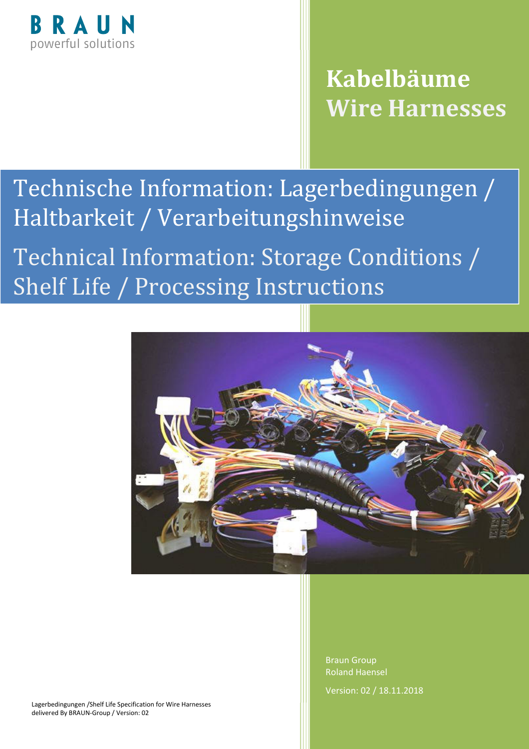BRAUN
powerful solutions

# Kabelbäume
# Wire Harnesses

## Technische Information: Lagerbedingungen / Haltbarkeit / Verarbeitungshinweise

## Technical Information: Storage Conditions / Shelf Life / Processing Instructions

Braun Group
Roland Haensel

Version: 02 / 18.11.2018

Lagerbedingungen /Shelf Life Specification for Wire Harnesses delivered By BRAUN-Group / Version: 02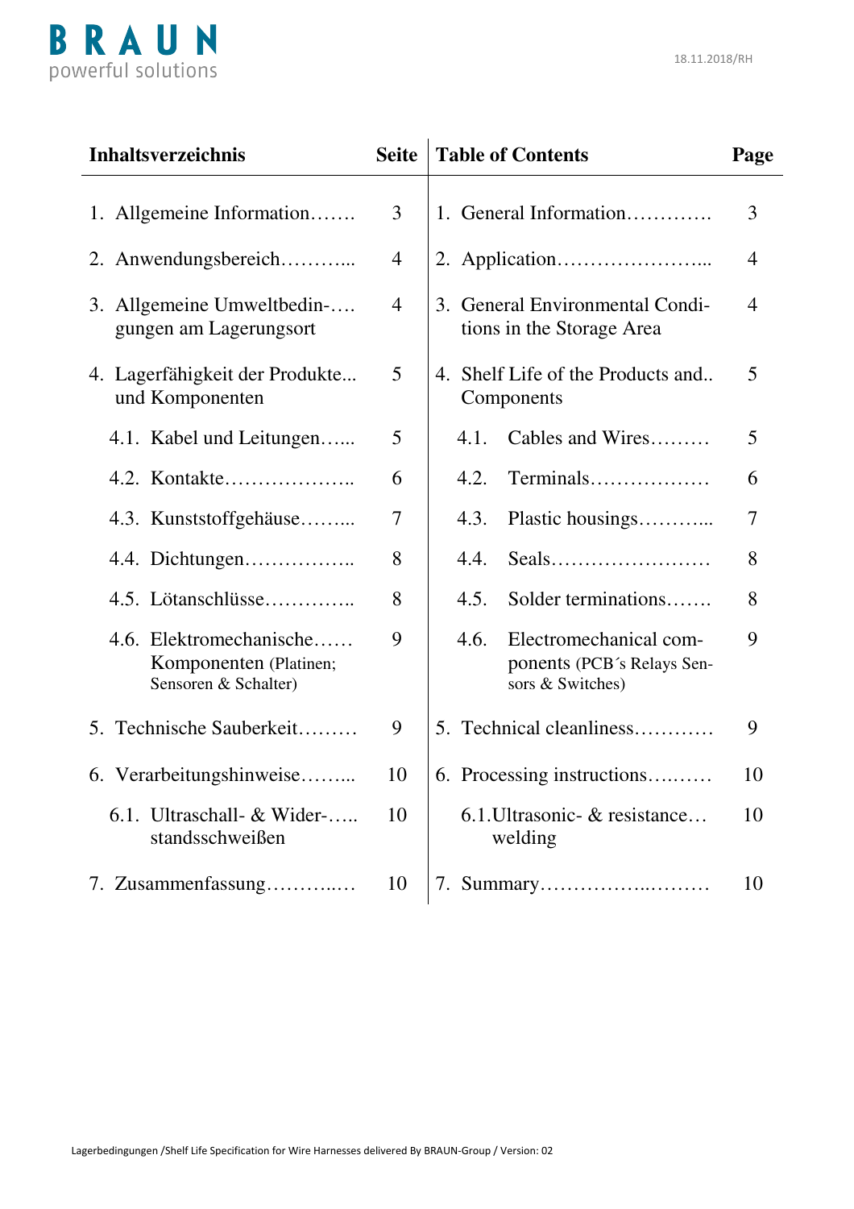| Inhaltsverzeichnis | Seite | Table of Contents | Page |
|---|---|---|---|
| 1. Allgemeine Information……. | 3 | 1. General Information…………. | 3 |
| 2. Anwendungsbereich………... | 4 | 2. Application…………………... | 4 |
| 3. Allgemeine Umweltbedin-…. gungen am Lagerungsort | 4 | 3. General Environmental Conditions in the Storage Area | 4 |
| 4. Lagerfähigkeit der Produkte... und Komponenten | 5 | 4. Shelf Life of the Products and.. Components | 5 |
| 4.1. Kabel und Leitungen…... | 5 | 4.1. Cables and Wires……… | 5 |
| 4.2. Kontakte……………….. | 6 | 4.2. Terminals……………… | 6 |
| 4.3. Kunststoffgehäuse……... | 7 | 4.3. Plastic housings………... | 7 |
| 4.4. Dichtungen…………….. | 8 | 4.4. Seals…………………… | 8 |
| 4.5. Lötanschlüsse………….. | 8 | 4.5. Solder terminations……. | 8 |
| 4.6. Elektromechanische…… Komponenten (Platinen; Sensoren & Schalter) | 9 | 4.6. Electromechanical components (PCB´s Relays Sensors & Switches) | 9 |
| 5. Technische Sauberkeit……… | 9 | 5. Technical cleanliness………… | 9 |
| 6. Verarbeitungshinweise……... | 10 | 6. Processing instructions….…… | 10 |
| 6.1. Ultraschall- & Wider-….. standsschweißen | 10 | 6.1. Ultrasonic- & resistance… welding | 10 |
| 7. Zusammenfassung………..… | 10 | 7. Summary……………..……… | 10 |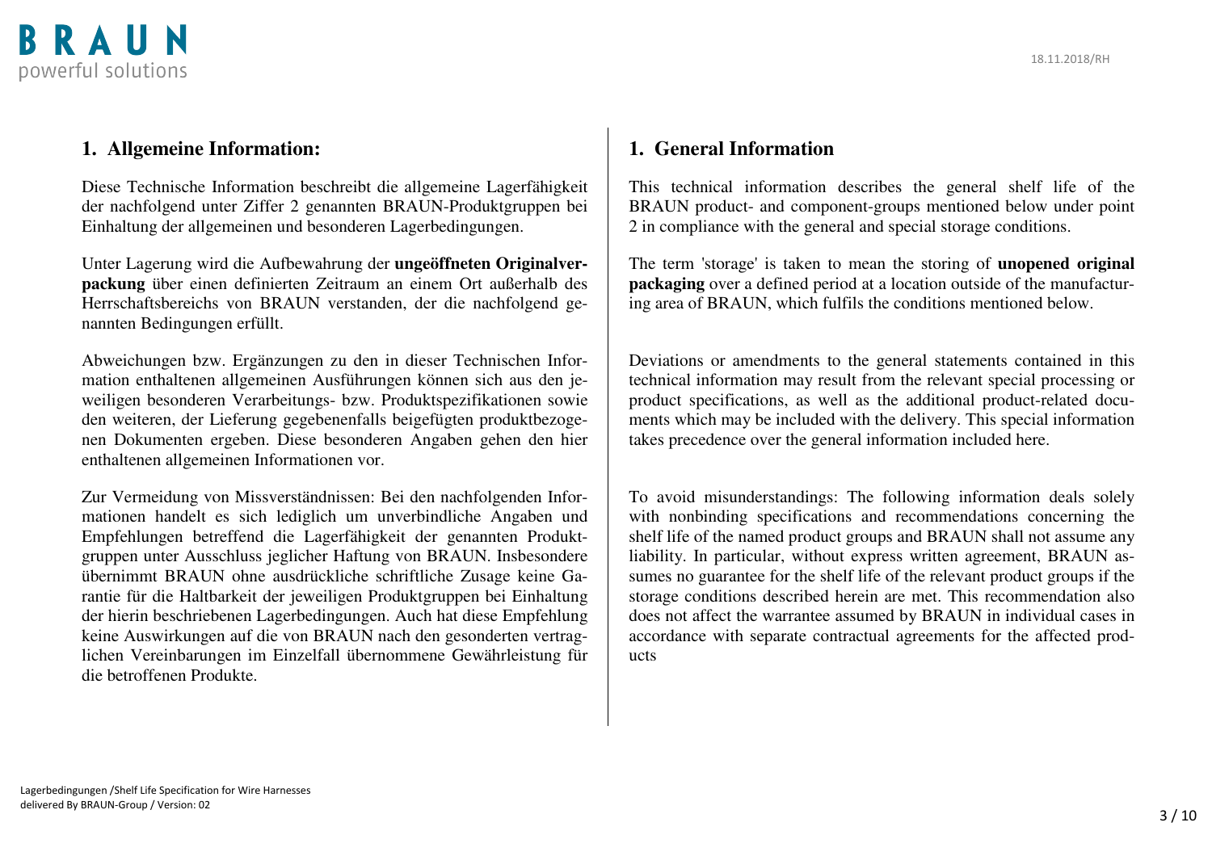## 1. Allgemeine Information:

Diese Technische Information beschreibt die allgemeine Lagerfähigkeit der nachfolgend unter Ziffer 2 genannten BRAUN-Produktgruppen bei Einhaltung der allgemeinen und besonderen Lagerbedingungen.

Unter Lagerung wird die Aufbewahrung der **ungeöffneten Originalverpackung** über einen definierten Zeitraum an einem Ort außerhalb des Herrschaftsbereichs von BRAUN verstanden, der die nachfolgend genannten Bedingungen erfüllt.

Abweichungen bzw. Ergänzungen zu den in dieser Technischen Information enthaltenen allgemeinen Ausführungen können sich aus den jeweiligen besonderen Verarbeitungs- bzw. Produktspezifikationen sowie den weiteren, der Lieferung gegebenenfalls beigefügten produktbezogenen Dokumenten ergeben. Diese besonderen Angaben gehen den hier enthaltenen allgemeinen Informationen vor.

Zur Vermeidung von Missverständnissen: Bei den nachfolgenden Informationen handelt es sich lediglich um unverbindliche Angaben und Empfehlungen betreffend die Lagerfähigkeit der genannten Produktgruppen unter Ausschluss jeglicher Haftung von BRAUN. Insbesondere übernimmt BRAUN ohne ausdrückliche schriftliche Zusage keine Garantie für die Haltbarkeit der jeweiligen Produktgruppen bei Einhaltung der hierin beschriebenen Lagerbedingungen. Auch hat diese Empfehlung keine Auswirkungen auf die von BRAUN nach den gesonderten vertraglichen Vereinbarungen im Einzelfall übernommene Gewährleistung für die betroffenen Produkte.

## 1. General Information

This technical information describes the general shelf life of the BRAUN product- and component-groups mentioned below under point 2 in compliance with the general and special storage conditions.

The term 'storage' is taken to mean the storing of **unopened original packaging** over a defined period at a location outside of the manufacturing area of BRAUN, which fulfils the conditions mentioned below.

Deviations or amendments to the general statements contained in this technical information may result from the relevant special processing or product specifications, as well as the additional product-related documents which may be included with the delivery. This special information takes precedence over the general information included here.

To avoid misunderstandings: The following information deals solely with nonbinding specifications and recommendations concerning the shelf life of the named product groups and BRAUN shall not assume any liability. In particular, without express written agreement, BRAUN assumes no guarantee for the shelf life of the relevant product groups if the storage conditions described herein are met. This recommendation also does not affect the warrantee assumed by BRAUN in individual cases in accordance with separate contractual agreements for the affected products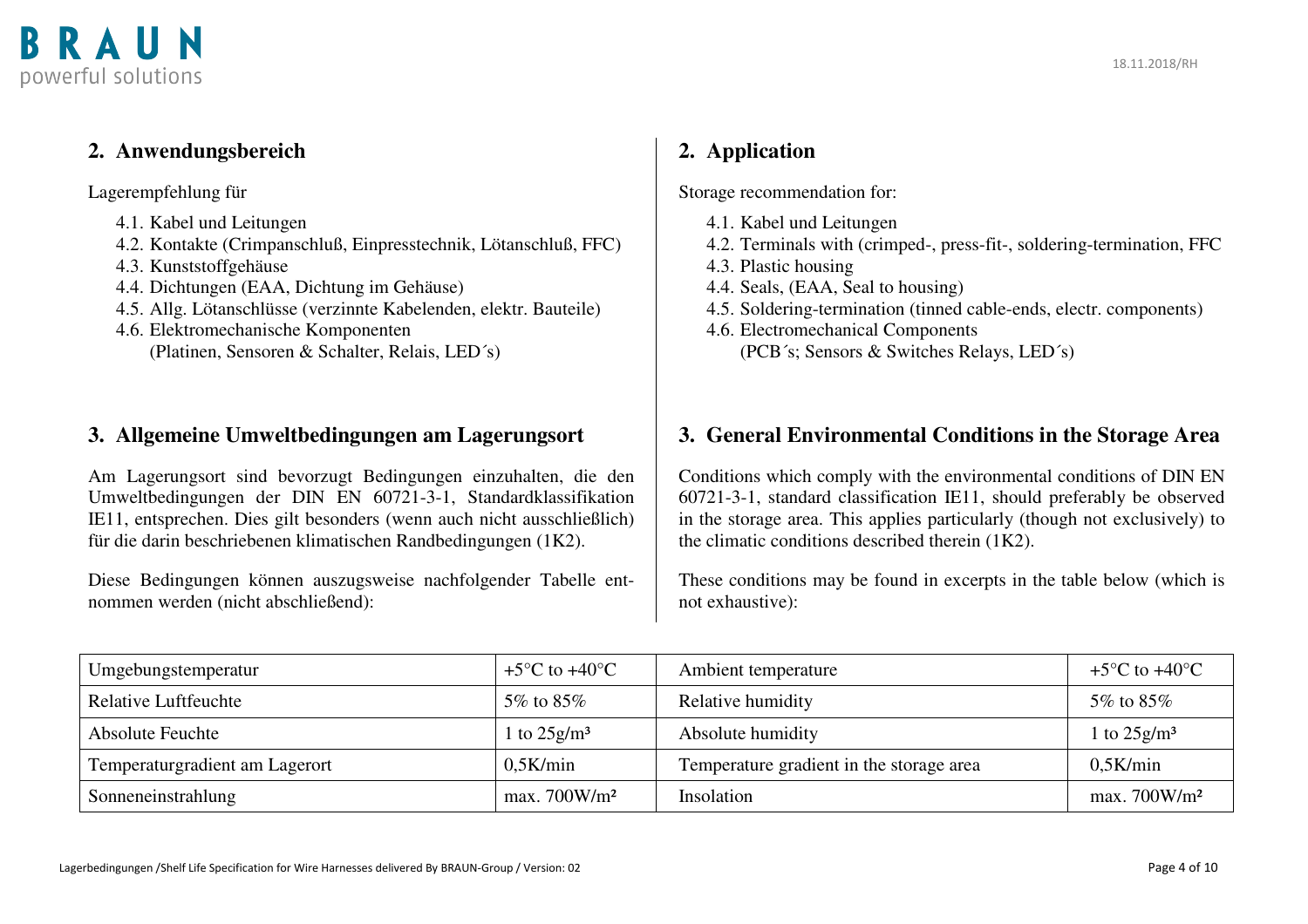## 2. Anwendungsbereich

Lagerempfehlung für

4.1. Kabel und Leitungen
4.2. Kontakte (Crimpanschluß, Einpresstechnik, Lötanschluß, FFC)
4.3. Kunststoffgehäuse
4.4. Dichtungen (EAA, Dichtung im Gehäuse)
4.5. Allg. Lötanschlüsse (verzinnte Kabelenden, elektr. Bauteile)
4.6. Elektromechanische Komponenten
(Platinen, Sensoren & Schalter, Relais, LED´s)

## 2. Application

Storage recommendation for:

4.1. Kabel und Leitungen
4.2. Terminals with (crimped-, press-fit-, soldering-termination, FFC
4.3. Plastic housing
4.4. Seals, (EAA, Seal to housing)
4.5. Soldering-termination (tinned cable-ends, electr. components)
4.6. Electromechanical Components
(PCB´s; Sensors & Switches Relays, LED´s)

## 3. Allgemeine Umweltbedingungen am Lagerungsort

Am Lagerungsort sind bevorzugt Bedingungen einzuhalten, die den Umweltbedingungen der DIN EN 60721-3-1, Standardklassifikation IE11, entsprechen. Dies gilt besonders (wenn auch nicht ausschließlich) für die darin beschriebenen klimatischen Randbedingungen (1K2).

Diese Bedingungen können auszugsweise nachfolgender Tabelle entnommen werden (nicht abschließend):

## 3. General Environmental Conditions in the Storage Area

Conditions which comply with the environmental conditions of DIN EN 60721-3-1, standard classification IE11, should preferably be observed in the storage area. This applies particularly (though not exclusively) to the climatic conditions described therein (1K2).

These conditions may be found in excerpts in the table below (which is not exhaustive):

| Umgebungstemperatur | +5°C to +40°C | Ambient temperature | +5°C to +40°C |
|---|---|---|---|
| Relative Luftfeuchte | 5% to 85% | Relative humidity | 5% to 85% |
| Absolute Feuchte | 1 to 25g/m³ | Absolute humidity | 1 to 25g/m³ |
| Temperaturgradient am Lagerort | 0,5K/min | Temperature gradient in the storage area | 0,5K/min |
| Sonneneinstrahlung | max. 700W/m² | Insolation | max. 700W/m² |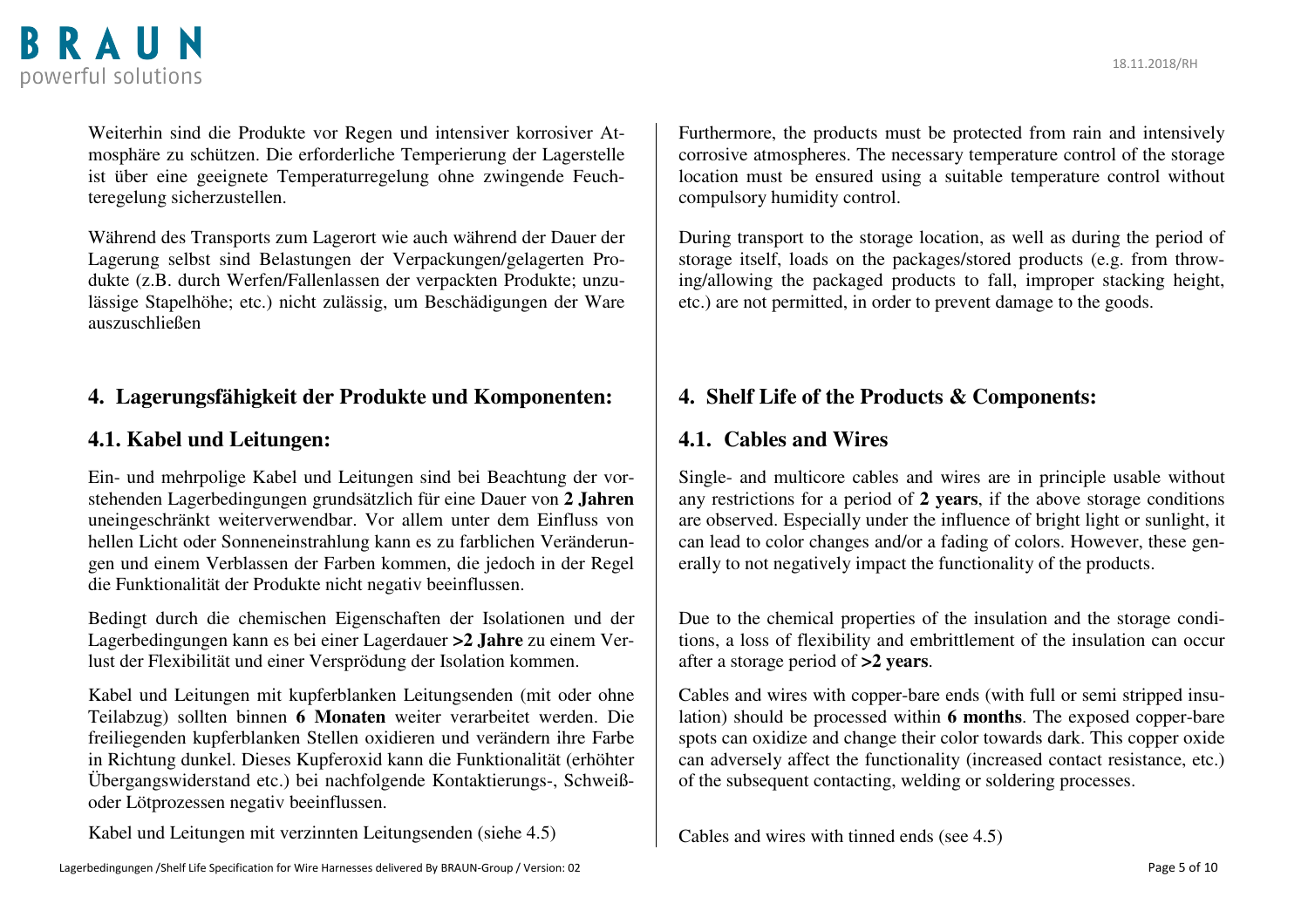Weiterhin sind die Produkte vor Regen und intensiver korrosiver Atmosphäre zu schützen. Die erforderliche Temperierung der Lagerstelle ist über eine geeignete Temperaturregelung ohne zwingende Feuchteregelung sicherzustellen.

Während des Transports zum Lagerort wie auch während der Dauer der Lagerung selbst sind Belastungen der Verpackungen/gelagerten Produkte (z.B. durch Werfen/Fallenlassen der verpackten Produkte; unzulässige Stapelhöhe; etc.) nicht zulässig, um Beschädigungen der Ware auszuschließen

## 4. Lagerungsfähigkeit der Produkte und Komponenten:

## 4.1. Kabel und Leitungen:

Ein- und mehrpolige Kabel und Leitungen sind bei Beachtung der vorstehenden Lagerbedingungen grundsätzlich für eine Dauer von **2 Jahren** uneingeschränkt weiterverwendbar. Vor allem unter dem Einfluss von hellen Licht oder Sonneneinstrahlung kann es zu farblichen Veränderungen und einem Verblassen der Farben kommen, die jedoch in der Regel die Funktionalität der Produkte nicht negativ beeinflussen.

Bedingt durch die chemischen Eigenschaften der Isolationen und der Lagerbedingungen kann es bei einer Lagerdauer **>2 Jahre** zu einem Verlust der Flexibilität und einer Versprödung der Isolation kommen.

Kabel und Leitungen mit kupferblanken Leitungsenden (mit oder ohne Teilabzug) sollten binnen **6 Monaten** weiter verarbeitet werden. Die freiliegenden kupferblanken Stellen oxidieren und verändern ihre Farbe in Richtung dunkel. Dieses Kupferoxid kann die Funktionalität (erhöhter Übergangswiderstand etc.) bei nachfolgende Kontaktierungs-, Schweiß- oder Lötprozessen negativ beeinflussen.

Kabel und Leitungen mit verzinnten Leitungsenden (siehe 4.5)

Furthermore, the products must be protected from rain and intensively corrosive atmospheres. The necessary temperature control of the storage location must be ensured using a suitable temperature control without compulsory humidity control.

During transport to the storage location, as well as during the period of storage itself, loads on the packages/stored products (e.g. from throwing/allowing the packaged products to fall, improper stacking height, etc.) are not permitted, in order to prevent damage to the goods.

## 4. Shelf Life of the Products & Components:

## 4.1. Cables and Wires

Single- and multicore cables and wires are in principle usable without any restrictions for a period of **2 years**, if the above storage conditions are observed. Especially under the influence of bright light or sunlight, it can lead to color changes and/or a fading of colors. However, these generally to not negatively impact the functionality of the products.

Due to the chemical properties of the insulation and the storage conditions, a loss of flexibility and embrittlement of the insulation can occur after a storage period of **>2 years**.

Cables and wires with copper-bare ends (with full or semi stripped insulation) should be processed within **6 months**. The exposed copper-bare spots can oxidize and change their color towards dark. This copper oxide can adversely affect the functionality (increased contact resistance, etc.) of the subsequent contacting, welding or soldering processes.

Cables and wires with tinned ends (see 4.5)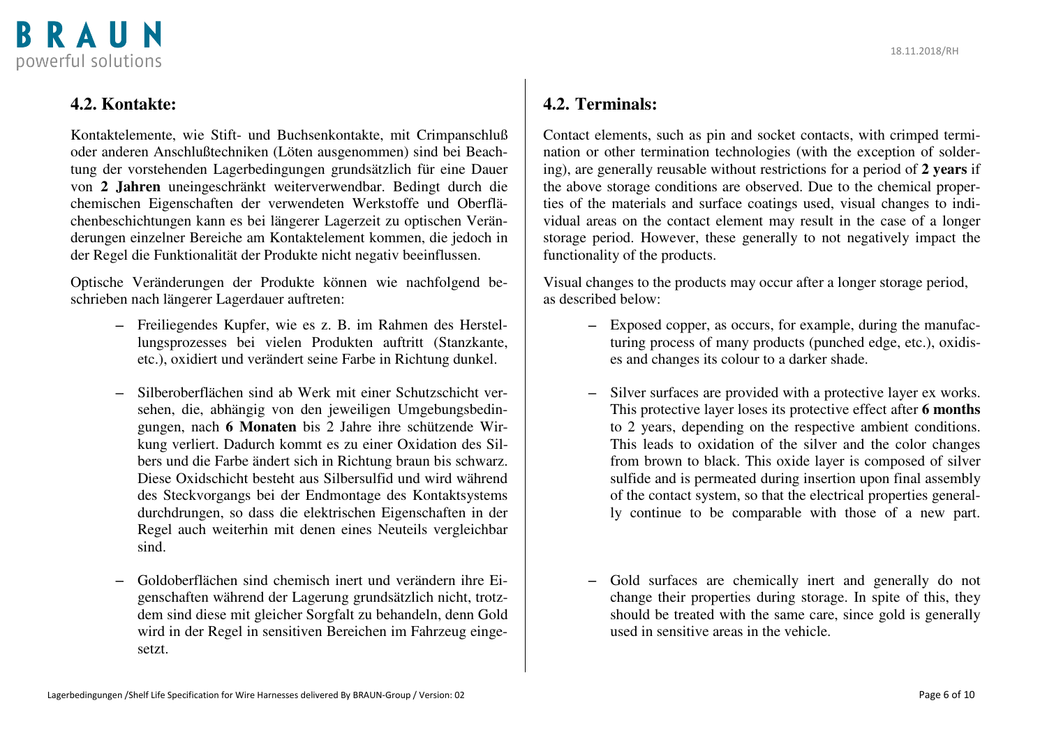## 4.2. Kontakte:

Kontaktelemente, wie Stift- und Buchsenkontakte, mit Crimpanschluß oder anderen Anschlußtechniken (Löten ausgenommen) sind bei Beachtung der vorstehenden Lagerbedingungen grundsätzlich für eine Dauer von **2 Jahren** uneingeschränkt weiterverwendbar. Bedingt durch die chemischen Eigenschaften der verwendeten Werkstoffe und Oberflächenbeschichtungen kann es bei längerer Lagerzeit zu optischen Veränderungen einzelner Bereiche am Kontaktelement kommen, die jedoch in der Regel die Funktionalität der Produkte nicht negativ beeinflussen.

Optische Veränderungen der Produkte können wie nachfolgend beschrieben nach längerer Lagerdauer auftreten:

- Freiliegendes Kupfer, wie es z. B. im Rahmen des Herstellungsprozesses bei vielen Produkten auftritt (Stanzkante, etc.), oxidiert und verändert seine Farbe in Richtung dunkel.
- Silberoberflächen sind ab Werk mit einer Schutzschicht versehen, die, abhängig von den jeweiligen Umgebungsbedingungen, nach **6 Monaten** bis 2 Jahre ihre schützende Wirkung verliert. Dadurch kommt es zu einer Oxidation des Silbers und die Farbe ändert sich in Richtung braun bis schwarz. Diese Oxidschicht besteht aus Silbersulfid und wird während des Steckvorgangs bei der Endmontage des Kontaktsystems durchdrungen, so dass die elektrischen Eigenschaften in der Regel auch weiterhin mit denen eines Neuteils vergleichbar sind.
- Goldoberflächen sind chemisch inert und verändern ihre Eigenschaften während der Lagerung grundsätzlich nicht, trotzdem sind diese mit gleicher Sorgfalt zu behandeln, denn Gold wird in der Regel in sensitiven Bereichen im Fahrzeug eingesetzt.

## 4.2. Terminals:

Contact elements, such as pin and socket contacts, with crimped termination or other termination technologies (with the exception of soldering), are generally reusable without restrictions for a period of **2 years** if the above storage conditions are observed. Due to the chemical properties of the materials and surface coatings used, visual changes to individual areas on the contact element may result in the case of a longer storage period. However, these generally to not negatively impact the functionality of the products.

Visual changes to the products may occur after a longer storage period, as described below:

- Exposed copper, as occurs, for example, during the manufacturing process of many products (punched edge, etc.), oxidises and changes its colour to a darker shade.
- Silver surfaces are provided with a protective layer ex works. This protective layer loses its protective effect after **6 months** to 2 years, depending on the respective ambient conditions. This leads to oxidation of the silver and the color changes from brown to black. This oxide layer is composed of silver sulfide and is permeated during insertion upon final assembly of the contact system, so that the electrical properties generally continue to be comparable with those of a new part.
- Gold surfaces are chemically inert and generally do not change their properties during storage. In spite of this, they should be treated with the same care, since gold is generally used in sensitive areas in the vehicle.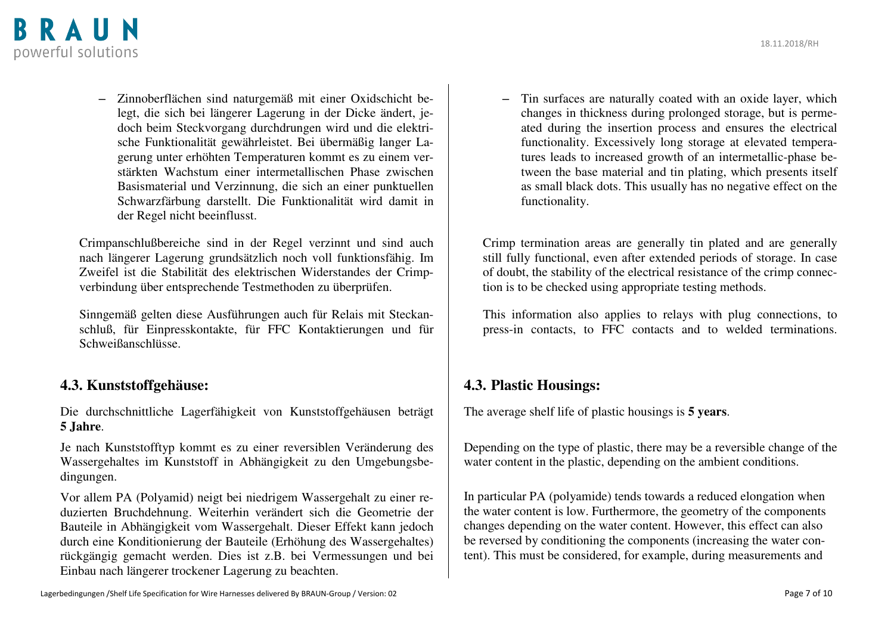– Zinnoberflächen sind naturgemäß mit einer Oxidschicht belegt, die sich bei längerer Lagerung in der Dicke ändert, jedoch beim Steckvorgang durchdrungen wird und die elektrische Funktionalität gewährleistet. Bei übermäßig langer Lagerung unter erhöhten Temperaturen kommt es zu einem verstärkten Wachstum einer intermetallischen Phase zwischen Basismaterial und Verzinnung, die sich an einer punktuellen Schwarzfärbung darstellt. Die Funktionalität wird damit in der Regel nicht beeinflusst.

Crimpanschlußbereiche sind in der Regel verzinnt und sind auch nach längerer Lagerung grundsätzlich noch voll funktionsfähig. Im Zweifel ist die Stabilität des elektrischen Widerstandes der Crimpverbindung über entsprechende Testmethoden zu überprüfen.

Sinngemäß gelten diese Ausführungen auch für Relais mit Steckanschluß, für Einpresskontakte, für FFC Kontaktierungen und für Schweißanschlüsse.

## 4.3. Kunststoffgehäuse:

Die durchschnittliche Lagerfähigkeit von Kunststoffgehäusen beträgt **5 Jahre**.

Je nach Kunststofftyp kommt es zu einer reversiblen Veränderung des Wassergehaltes im Kunststoff in Abhängigkeit zu den Umgebungsbedingungen.

Vor allem PA (Polyamid) neigt bei niedrigem Wassergehalt zu einer reduzierten Bruchdehnung. Weiterhin verändert sich die Geometrie der Bauteile in Abhängigkeit vom Wassergehalt. Dieser Effekt kann jedoch durch eine Konditionierung der Bauteile (Erhöhung des Wassergehaltes) rückgängig gemacht werden. Dies ist z.B. bei Vermessungen und bei Einbau nach längerer trockener Lagerung zu beachten.

– Tin surfaces are naturally coated with an oxide layer, which changes in thickness during prolonged storage, but is permeated during the insertion process and ensures the electrical functionality. Excessively long storage at elevated temperatures leads to increased growth of an intermetallic-phase between the base material and tin plating, which presents itself as small black dots. This usually has no negative effect on the functionality.

Crimp termination areas are generally tin plated and are generally still fully functional, even after extended periods of storage. In case of doubt, the stability of the electrical resistance of the crimp connection is to be checked using appropriate testing methods.

This information also applies to relays with plug connections, to press-in contacts, to FFC contacts and to welded terminations.

## 4.3. Plastic Housings:

The average shelf life of plastic housings is **5 years**.

Depending on the type of plastic, there may be a reversible change of the water content in the plastic, depending on the ambient conditions.

In particular PA (polyamide) tends towards a reduced elongation when the water content is low. Furthermore, the geometry of the components changes depending on the water content. However, this effect can also be reversed by conditioning the components (increasing the water content). This must be considered, for example, during measurements and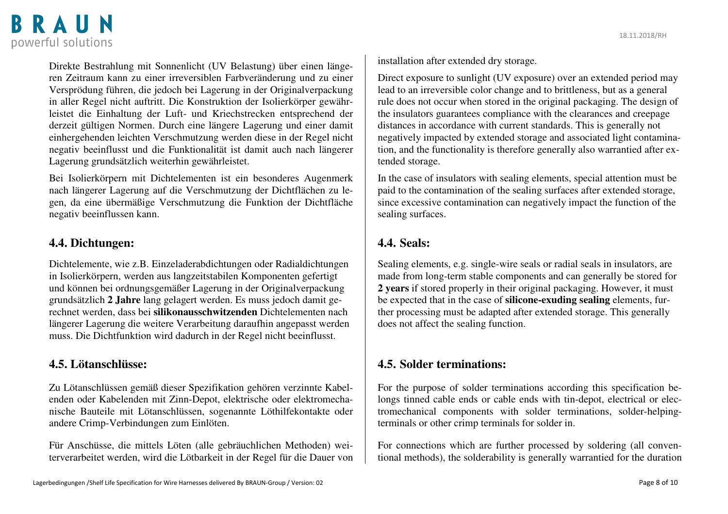Direkte Bestrahlung mit Sonnenlicht (UV Belastung) über einen längeren Zeitraum kann zu einer irreversiblen Farbveränderung und zu einer Versprödung führen, die jedoch bei Lagerung in der Originalverpackung in aller Regel nicht auftritt. Die Konstruktion der Isolierkörper gewährleistet die Einhaltung der Luft- und Kriechstrecken entsprechend der derzeit gültigen Normen. Durch eine längere Lagerung und einer damit einhergehenden leichten Verschmutzung werden diese in der Regel nicht negativ beeinflusst und die Funktionalität ist damit auch nach längerer Lagerung grundsätzlich weiterhin gewährleistet.

Bei Isolierkörpern mit Dichtelementen ist ein besonderes Augenmerk nach längerer Lagerung auf die Verschmutzung der Dichtflächen zu legen, da eine übermäßige Verschmutzung die Funktion der Dichtfläche negativ beeinflussen kann.

## 4.4. Dichtungen:

Dichtelemente, wie z.B. Einzeladerabdichtungen oder Radialdichtungen in Isolierkörpern, werden aus langzeitstabilen Komponenten gefertigt und können bei ordnungsgemäßer Lagerung in der Originalverpackung grundsätzlich **2 Jahre** lang gelagert werden. Es muss jedoch damit gerechnet werden, dass bei **silikonausschwitzenden** Dichtelementen nach längerer Lagerung die weitere Verarbeitung daraufhin angepasst werden muss. Die Dichtfunktion wird dadurch in der Regel nicht beeinflusst.

## 4.5. Lötanschlüsse:

Zu Lötanschlüssen gemäß dieser Spezifikation gehören verzinnte Kabelenden oder Kabelenden mit Zinn-Depot, elektrische oder elektromechanische Bauteile mit Lötanschlüssen, sogenannte Löthilfekontakte oder andere Crimp-Verbindungen zum Einlöten.

Für Anschüsse, die mittels Löten (alle gebräuchlichen Methoden) weiterverarbeitet werden, wird die Lötbarkeit in der Regel für die Dauer von

installation after extended dry storage.

Direct exposure to sunlight (UV exposure) over an extended period may lead to an irreversible color change and to brittleness, but as a general rule does not occur when stored in the original packaging. The design of the insulators guarantees compliance with the clearances and creepage distances in accordance with current standards. This is generally not negatively impacted by extended storage and associated light contamination, and the functionality is therefore generally also warrantied after extended storage.

In the case of insulators with sealing elements, special attention must be paid to the contamination of the sealing surfaces after extended storage, since excessive contamination can negatively impact the function of the sealing surfaces.

## 4.4. Seals:

Sealing elements, e.g. single-wire seals or radial seals in insulators, are made from long-term stable components and can generally be stored for **2 years** if stored properly in their original packaging. However, it must be expected that in the case of **silicone-exuding sealing** elements, further processing must be adapted after extended storage. This generally does not affect the sealing function.

## 4.5. Solder terminations:

For the purpose of solder terminations according this specification belongs tinned cable ends or cable ends with tin-depot, electrical or electromechanical components with solder terminations, solder-helping-terminals or other crimp terminals for solder in.

For connections which are further processed by soldering (all conventional methods), the solderability is generally warrantied for the duration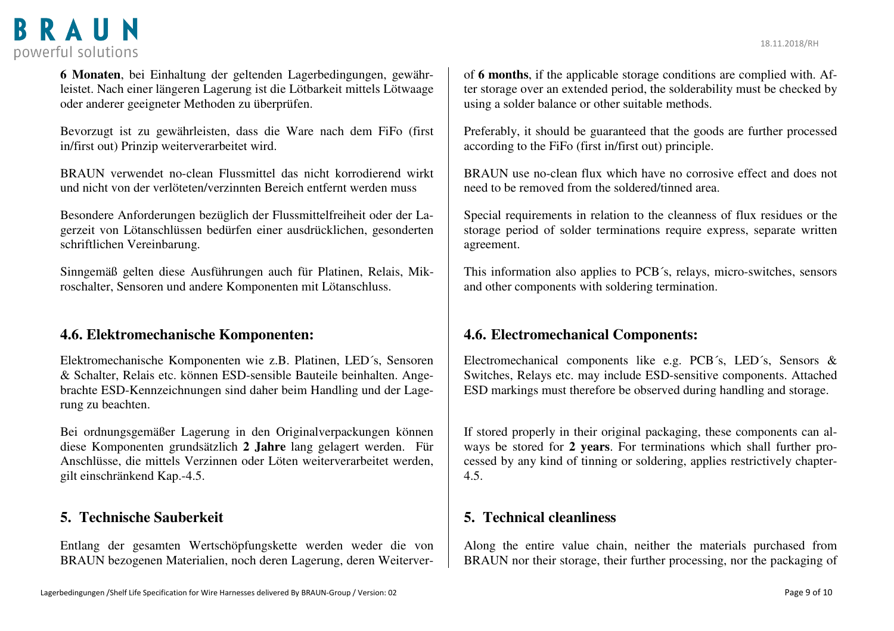**6 Monaten**, bei Einhaltung der geltenden Lagerbedingungen, gewährleistet. Nach einer längeren Lagerung ist die Lötbarkeit mittels Lötwaage oder anderer geeigneter Methoden zu überprüfen.

Bevorzugt ist zu gewährleisten, dass die Ware nach dem FiFo (first in/first out) Prinzip weiterverarbeitet wird.

BRAUN verwendet no-clean Flussmittel das nicht korrodierend wirkt und nicht von der verlöteten/verzinnten Bereich entfernt werden muss

Besondere Anforderungen bezüglich der Flussmittelfreiheit oder der Lagerzeit von Lötanschlüssen bedürfen einer ausdrücklichen, gesonderten schriftlichen Vereinbarung.

Sinngemäß gelten diese Ausführungen auch für Platinen, Relais, Mikroschalter, Sensoren und andere Komponenten mit Lötanschluss.

### 4.6. Elektromechanische Komponenten:

Elektromechanische Komponenten wie z.B. Platinen, LED´s, Sensoren & Schalter, Relais etc. können ESD-sensible Bauteile beinhalten. Angebrachte ESD-Kennzeichnungen sind daher beim Handling und der Lagerung zu beachten.

Bei ordnungsgemäßer Lagerung in den Originalverpackungen können diese Komponenten grundsätzlich **2 Jahre** lang gelagert werden. Für Anschlüsse, die mittels Verzinnen oder Löten weiterverarbeitet werden, gilt einschränkend Kap.-4.5.

## 5. Technische Sauberkeit

Entlang der gesamten Wertschöpfungskette werden weder die von BRAUN bezogenen Materialien, noch deren Lagerung, deren Weiterver-

of **6 months**, if the applicable storage conditions are complied with. After storage over an extended period, the solderability must be checked by using a solder balance or other suitable methods.

Preferably, it should be guaranteed that the goods are further processed according to the FiFo (first in/first out) principle.

BRAUN use no-clean flux which have no corrosive effect and does not need to be removed from the soldered/tinned area.

Special requirements in relation to the cleanness of flux residues or the storage period of solder terminations require express, separate written agreement.

This information also applies to PCB´s, relays, micro-switches, sensors and other components with soldering termination.

### 4.6. Electromechanical Components:

Electromechanical components like e.g. PCB´s, LED´s, Sensors & Switches, Relays etc. may include ESD-sensitive components. Attached ESD markings must therefore be observed during handling and storage.

If stored properly in their original packaging, these components can always be stored for **2 years**. For terminations which shall further processed by any kind of tinning or soldering, applies restrictively chapter-4.5.

## 5. Technical cleanliness

Along the entire value chain, neither the materials purchased from BRAUN nor their storage, their further processing, nor the packaging of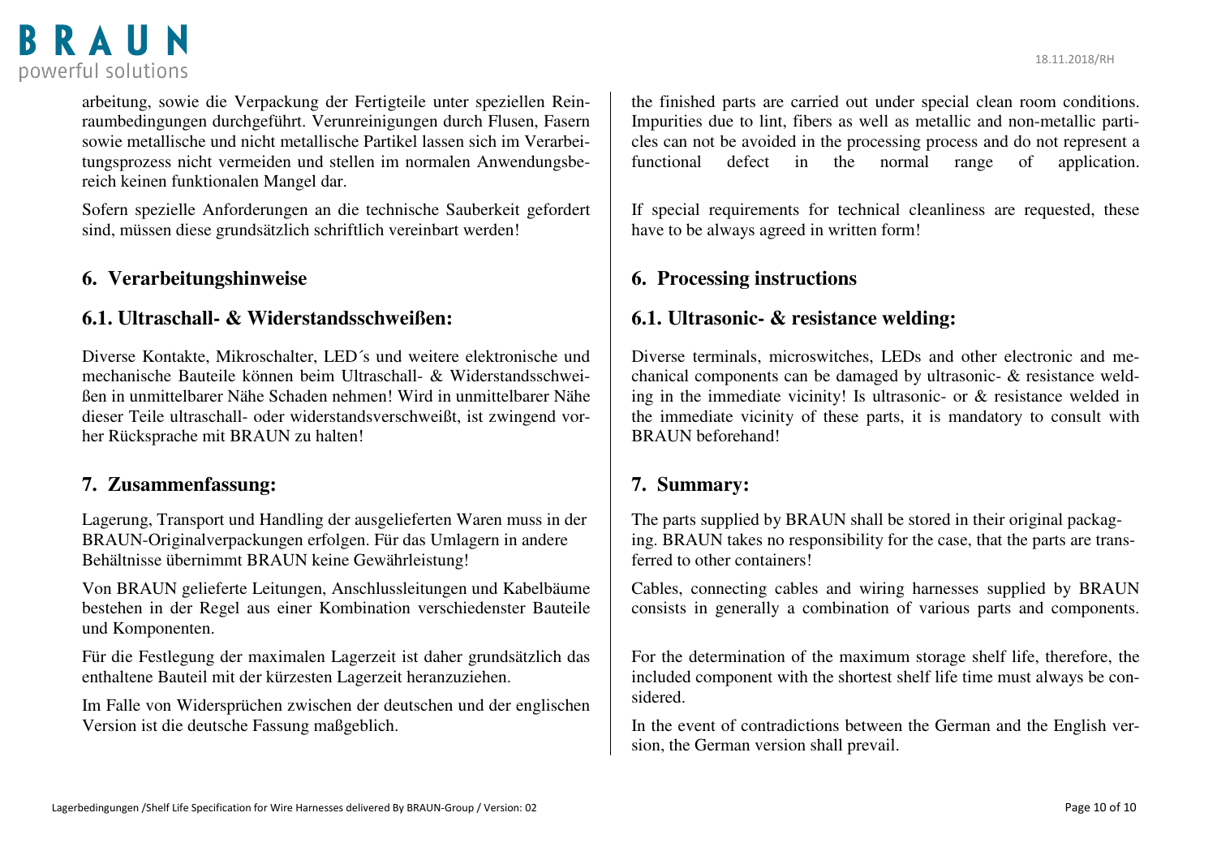arbeitung, sowie die Verpackung der Fertigteile unter speziellen Reinraumbedingungen durchgeführt. Verunreinigungen durch Flusen, Fasern sowie metallische und nicht metallische Partikel lassen sich im Verarbeitungsprozess nicht vermeiden und stellen im normalen Anwendungsbereich keinen funktionalen Mangel dar.

Sofern spezielle Anforderungen an die technische Sauberkeit gefordert sind, müssen diese grundsätzlich schriftlich vereinbart werden!

## 6. Verarbeitungshinweise

## 6.1. Ultraschall- & Widerstandsschweißen:

Diverse Kontakte, Mikroschalter, LED´s und weitere elektronische und mechanische Bauteile können beim Ultraschall- & Widerstandsschweißen in unmittelbarer Nähe Schaden nehmen! Wird in unmittelbarer Nähe dieser Teile ultraschall- oder widerstandsverschweißt, ist zwingend vorher Rücksprache mit BRAUN zu halten!

## 7. Zusammenfassung:

Lagerung, Transport und Handling der ausgelieferten Waren muss in der BRAUN-Originalverpackungen erfolgen. Für das Umlagern in andere Behältnisse übernimmt BRAUN keine Gewährleistung!

Von BRAUN gelieferte Leitungen, Anschlussleitungen und Kabelbäume bestehen in der Regel aus einer Kombination verschiedenster Bauteile und Komponenten.

Für die Festlegung der maximalen Lagerzeit ist daher grundsätzlich das enthaltene Bauteil mit der kürzesten Lagerzeit heranzuziehen.

Im Falle von Widersprüchen zwischen der deutschen und der englischen Version ist die deutsche Fassung maßgeblich.

the finished parts are carried out under special clean room conditions. Impurities due to lint, fibers as well as metallic and non-metallic particles can not be avoided in the processing process and do not represent a functional defect in the normal range of application.

If special requirements for technical cleanliness are requested, these have to be always agreed in written form!

## 6. Processing instructions

## 6.1. Ultrasonic- & resistance welding:

Diverse terminals, microswitches, LEDs and other electronic and mechanical components can be damaged by ultrasonic- & resistance welding in the immediate vicinity! Is ultrasonic- or & resistance welded in the immediate vicinity of these parts, it is mandatory to consult with BRAUN beforehand!

## 7. Summary:

The parts supplied by BRAUN shall be stored in their original packaging. BRAUN takes no responsibility for the case, that the parts are transferred to other containers!

Cables, connecting cables and wiring harnesses supplied by BRAUN consists in generally a combination of various parts and components.

For the determination of the maximum storage shelf life, therefore, the included component with the shortest shelf life time must always be considered.

In the event of contradictions between the German and the English version, the German version shall prevail.